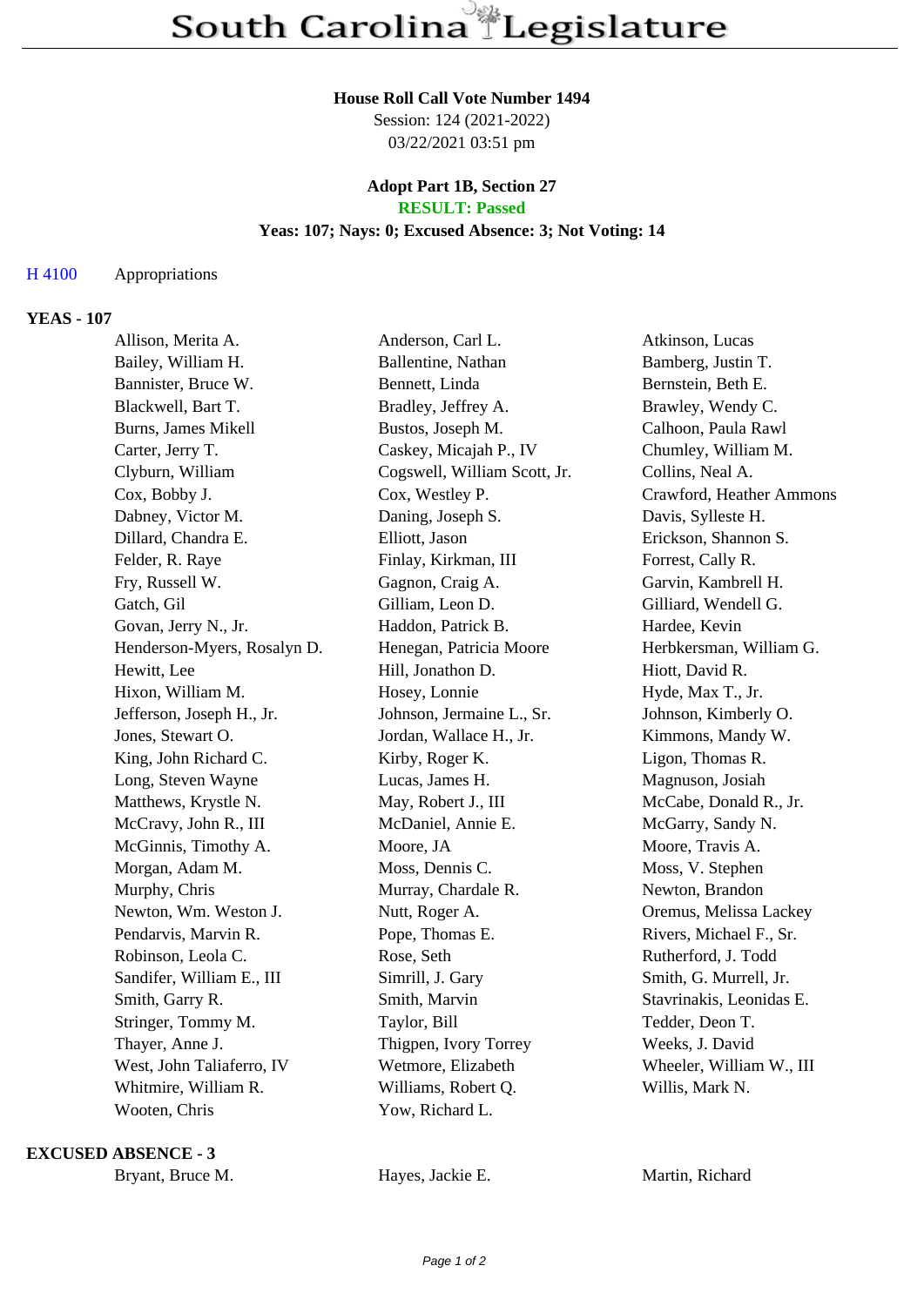# South Carolina Legislature

**House Roll Call Vote Number 1494**
Session: 124 (2021-2022)
03/22/2021 03:51 pm

**Adopt Part 1B, Section 27**
**RESULT: Passed**
**Yeas: 107; Nays: 0; Excused Absence: 3; Not Voting: 14**

H 4100 Appropriations

## YEAS - 107

| | | |
|---|---|---|
| Allison, Merita A. | Anderson, Carl L. | Atkinson, Lucas |
| Bailey, William H. | Ballentine, Nathan | Bamberg, Justin T. |
| Bannister, Bruce W. | Bennett, Linda | Bernstein, Beth E. |
| Blackwell, Bart T. | Bradley, Jeffrey A. | Brawley, Wendy C. |
| Burns, James Mikell | Bustos, Joseph M. | Calhoon, Paula Rawl |
| Carter, Jerry T. | Caskey, Micajah P., IV | Chumley, William M. |
| Clyburn, William | Cogswell, William Scott, Jr. | Collins, Neal A. |
| Cox, Bobby J. | Cox, Westley P. | Crawford, Heather Ammons |
| Dabney, Victor M. | Daning, Joseph S. | Davis, Sylleste H. |
| Dillard, Chandra E. | Elliott, Jason | Erickson, Shannon S. |
| Felder, R. Raye | Finlay, Kirkman, III | Forrest, Cally R. |
| Fry, Russell W. | Gagnon, Craig A. | Garvin, Kambrell H. |
| Gatch, Gil | Gilliam, Leon D. | Gilliard, Wendell G. |
| Govan, Jerry N., Jr. | Haddon, Patrick B. | Hardee, Kevin |
| Henderson-Myers, Rosalyn D. | Henegan, Patricia Moore | Herbkersman, William G. |
| Hewitt, Lee | Hill, Jonathon D. | Hiott, David R. |
| Hixon, William M. | Hosey, Lonnie | Hyde, Max T., Jr. |
| Jefferson, Joseph H., Jr. | Johnson, Jermaine L., Sr. | Johnson, Kimberly O. |
| Jones, Stewart O. | Jordan, Wallace H., Jr. | Kimmons, Mandy W. |
| King, John Richard C. | Kirby, Roger K. | Ligon, Thomas R. |
| Long, Steven Wayne | Lucas, James H. | Magnuson, Josiah |
| Matthews, Krystle N. | May, Robert J., III | McCabe, Donald R., Jr. |
| McCravy, John R., III | McDaniel, Annie E. | McGarry, Sandy N. |
| McGinnis, Timothy A. | Moore, JA | Moore, Travis A. |
| Morgan, Adam M. | Moss, Dennis C. | Moss, V. Stephen |
| Murphy, Chris | Murray, Chardale R. | Newton, Brandon |
| Newton, Wm. Weston J. | Nutt, Roger A. | Oremus, Melissa Lackey |
| Pendarvis, Marvin R. | Pope, Thomas E. | Rivers, Michael F., Sr. |
| Robinson, Leola C. | Rose, Seth | Rutherford, J. Todd |
| Sandifer, William E., III | Simrill, J. Gary | Smith, G. Murrell, Jr. |
| Smith, Garry R. | Smith, Marvin | Stavrinakis, Leonidas E. |
| Stringer, Tommy M. | Taylor, Bill | Tedder, Deon T. |
| Thayer, Anne J. | Thigpen, Ivory Torrey | Weeks, J. David |
| West, John Taliaferro, IV | Wetmore, Elizabeth | Wheeler, William W., III |
| Whitmire, William R. | Williams, Robert Q. | Willis, Mark N. |
| Wooten, Chris | Yow, Richard L. | |

## EXCUSED ABSENCE - 3

| | | |
|---|---|---|
| Bryant, Bruce M. | Hayes, Jackie E. | Martin, Richard |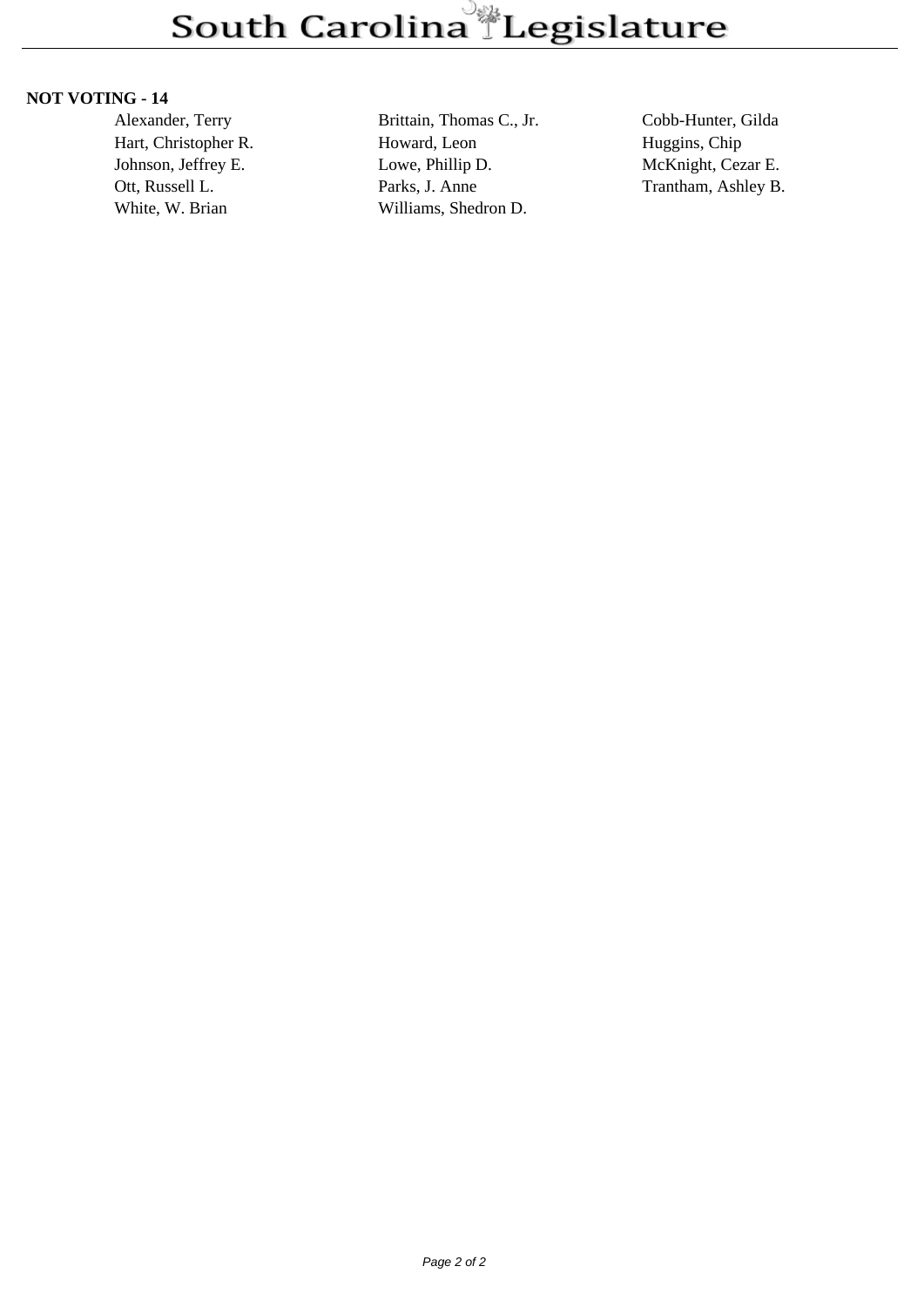**NOT VOTING - 14**

| | | |
|---|---|---|
| Alexander, Terry | Brittain, Thomas C., Jr. | Cobb-Hunter, Gilda |
| Hart, Christopher R. | Howard, Leon | Huggins, Chip |
| Johnson, Jeffrey E. | Lowe, Phillip D. | McKnight, Cezar E. |
| Ott, Russell L. | Parks, J. Anne | Trantham, Ashley B. |
| White, W. Brian | Williams, Shedron D. | |